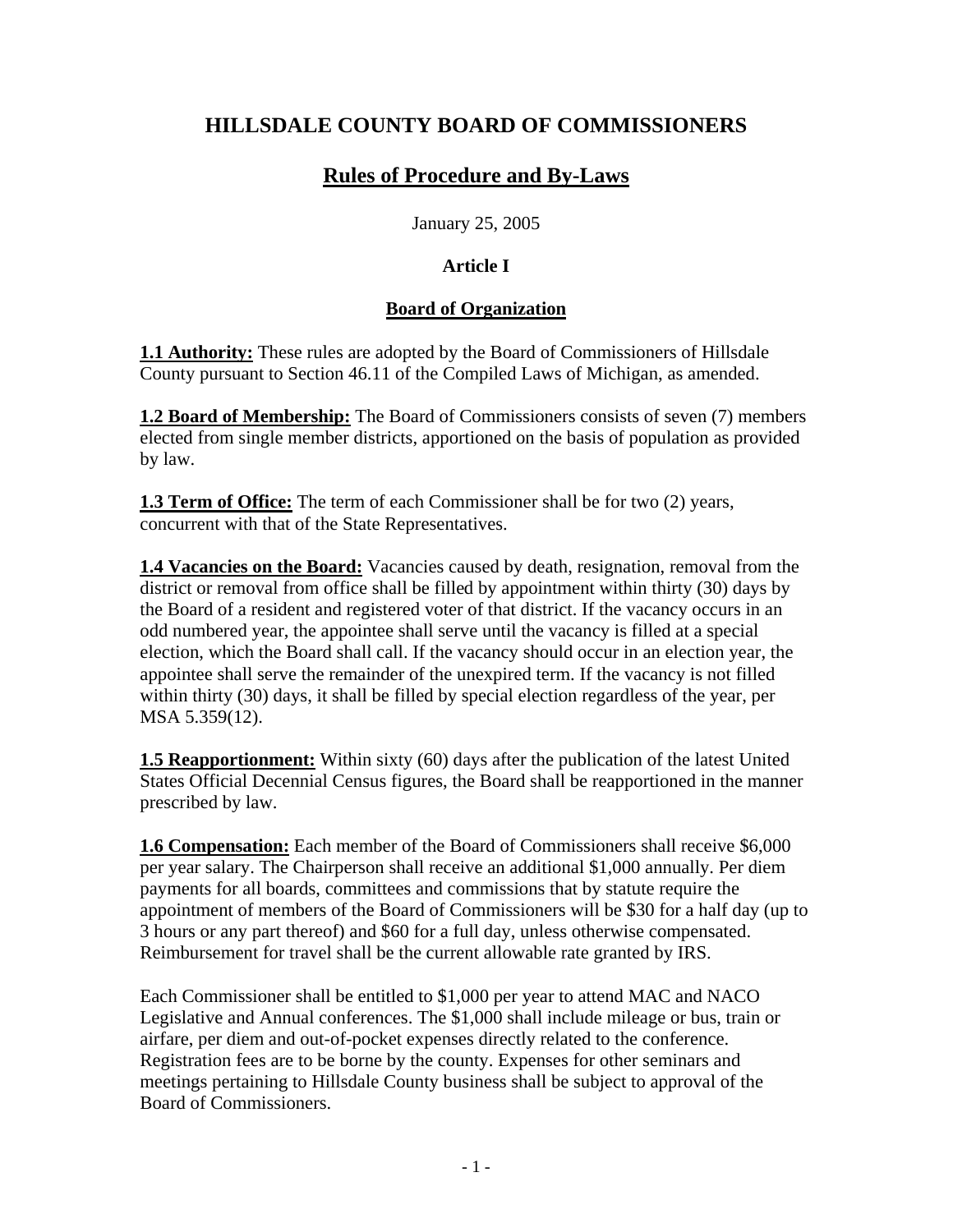# HILLSDALE COUNTY BOARD OF COMMISSIONERS

## Rules of Procedure and By-Laws

January 25, 2005

### Article I

### Board of Organization

**1.1 Authority:** These rules are adopted by the Board of Commissioners of Hillsdale County pursuant to Section 46.11 of the Compiled Laws of Michigan, as amended.

**1.2 Board of Membership:** The Board of Commissioners consists of seven (7) members elected from single member districts, apportioned on the basis of population as provided by law.

**1.3 Term of Office:** The term of each Commissioner shall be for two (2) years, concurrent with that of the State Representatives.

**1.4 Vacancies on the Board:** Vacancies caused by death, resignation, removal from the district or removal from office shall be filled by appointment within thirty (30) days by the Board of a resident and registered voter of that district. If the vacancy occurs in an odd numbered year, the appointee shall serve until the vacancy is filled at a special election, which the Board shall call. If the vacancy should occur in an election year, the appointee shall serve the remainder of the unexpired term. If the vacancy is not filled within thirty (30) days, it shall be filled by special election regardless of the year, per MSA 5.359(12).

**1.5 Reapportionment:** Within sixty (60) days after the publication of the latest United States Official Decennial Census figures, the Board shall be reapportioned in the manner prescribed by law.

**1.6 Compensation:** Each member of the Board of Commissioners shall receive $6,000 per year salary. The Chairperson shall receive an additional $1,000 annually. Per diem payments for all boards, committees and commissions that by statute require the appointment of members of the Board of Commissioners will be $30 for a half day (up to 3 hours or any part thereof) and $60 for a full day, unless otherwise compensated. Reimbursement for travel shall be the current allowable rate granted by IRS.

Each Commissioner shall be entitled to $1,000 per year to attend MAC and NACO Legislative and Annual conferences. The $1,000 shall include mileage or bus, train or airfare, per diem and out-of-pocket expenses directly related to the conference. Registration fees are to be borne by the county. Expenses for other seminars and meetings pertaining to Hillsdale County business shall be subject to approval of the Board of Commissioners.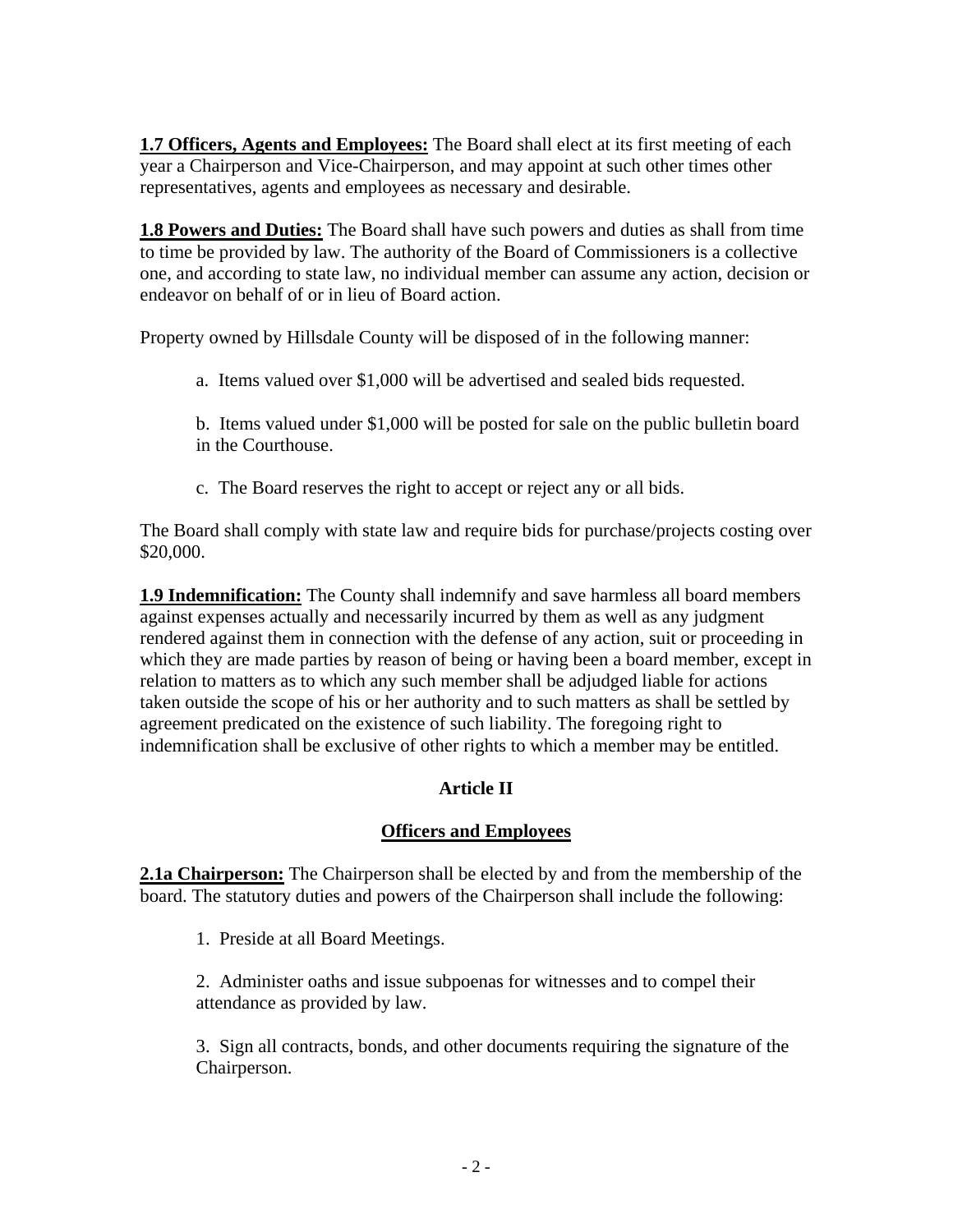**1.7 Officers, Agents and Employees:** The Board shall elect at its first meeting of each year a Chairperson and Vice-Chairperson, and may appoint at such other times other representatives, agents and employees as necessary and desirable.

**1.8 Powers and Duties:** The Board shall have such powers and duties as shall from time to time be provided by law. The authority of the Board of Commissioners is a collective one, and according to state law, no individual member can assume any action, decision or endeavor on behalf of or in lieu of Board action.

Property owned by Hillsdale County will be disposed of in the following manner:

a. Items valued over $1,000 will be advertised and sealed bids requested.

b. Items valued under $1,000 will be posted for sale on the public bulletin board in the Courthouse.

c. The Board reserves the right to accept or reject any or all bids.

The Board shall comply with state law and require bids for purchase/projects costing over $20,000.

**1.9 Indemnification:** The County shall indemnify and save harmless all board members against expenses actually and necessarily incurred by them as well as any judgment rendered against them in connection with the defense of any action, suit or proceeding in which they are made parties by reason of being or having been a board member, except in relation to matters as to which any such member shall be adjudged liable for actions taken outside the scope of his or her authority and to such matters as shall be settled by agreement predicated on the existence of such liability. The foregoing right to indemnification shall be exclusive of other rights to which a member may be entitled.

## Article II

## Officers and Employees

**2.1a Chairperson:** The Chairperson shall be elected by and from the membership of the board. The statutory duties and powers of the Chairperson shall include the following:

1. Preside at all Board Meetings.

2. Administer oaths and issue subpoenas for witnesses and to compel their attendance as provided by law.

3. Sign all contracts, bonds, and other documents requiring the signature of the Chairperson.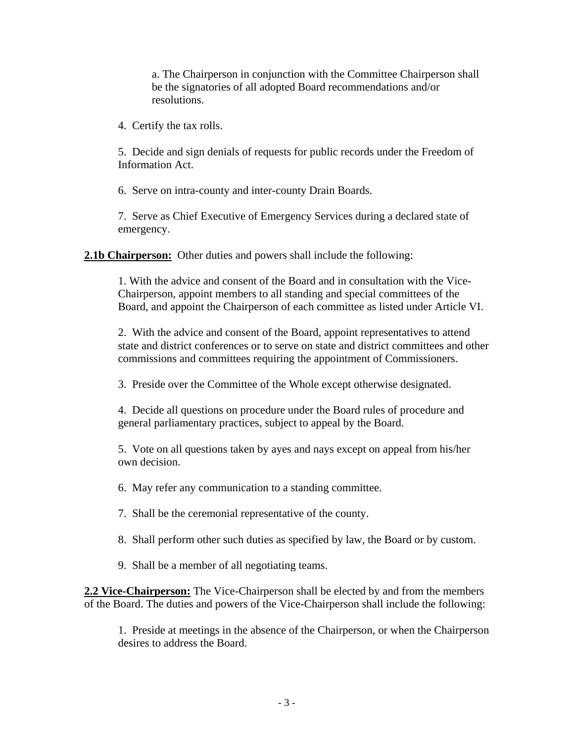a. The Chairperson in conjunction with the Committee Chairperson shall be the signatories of all adopted Board recommendations and/or resolutions.

4. Certify the tax rolls.

5. Decide and sign denials of requests for public records under the Freedom of Information Act.

6. Serve on intra-county and inter-county Drain Boards.

7. Serve as Chief Executive of Emergency Services during a declared state of emergency.

**2.1b Chairperson:** Other duties and powers shall include the following:

1. With the advice and consent of the Board and in consultation with the Vice-Chairperson, appoint members to all standing and special committees of the Board, and appoint the Chairperson of each committee as listed under Article VI.

2. With the advice and consent of the Board, appoint representatives to attend state and district conferences or to serve on state and district committees and other commissions and committees requiring the appointment of Commissioners.

3. Preside over the Committee of the Whole except otherwise designated.

4. Decide all questions on procedure under the Board rules of procedure and general parliamentary practices, subject to appeal by the Board.

5. Vote on all questions taken by ayes and nays except on appeal from his/her own decision.

6. May refer any communication to a standing committee.

7. Shall be the ceremonial representative of the county.

8. Shall perform other such duties as specified by law, the Board or by custom.

9. Shall be a member of all negotiating teams.

**2.2 Vice-Chairperson:** The Vice-Chairperson shall be elected by and from the members of the Board. The duties and powers of the Vice-Chairperson shall include the following:

1. Preside at meetings in the absence of the Chairperson, or when the Chairperson desires to address the Board.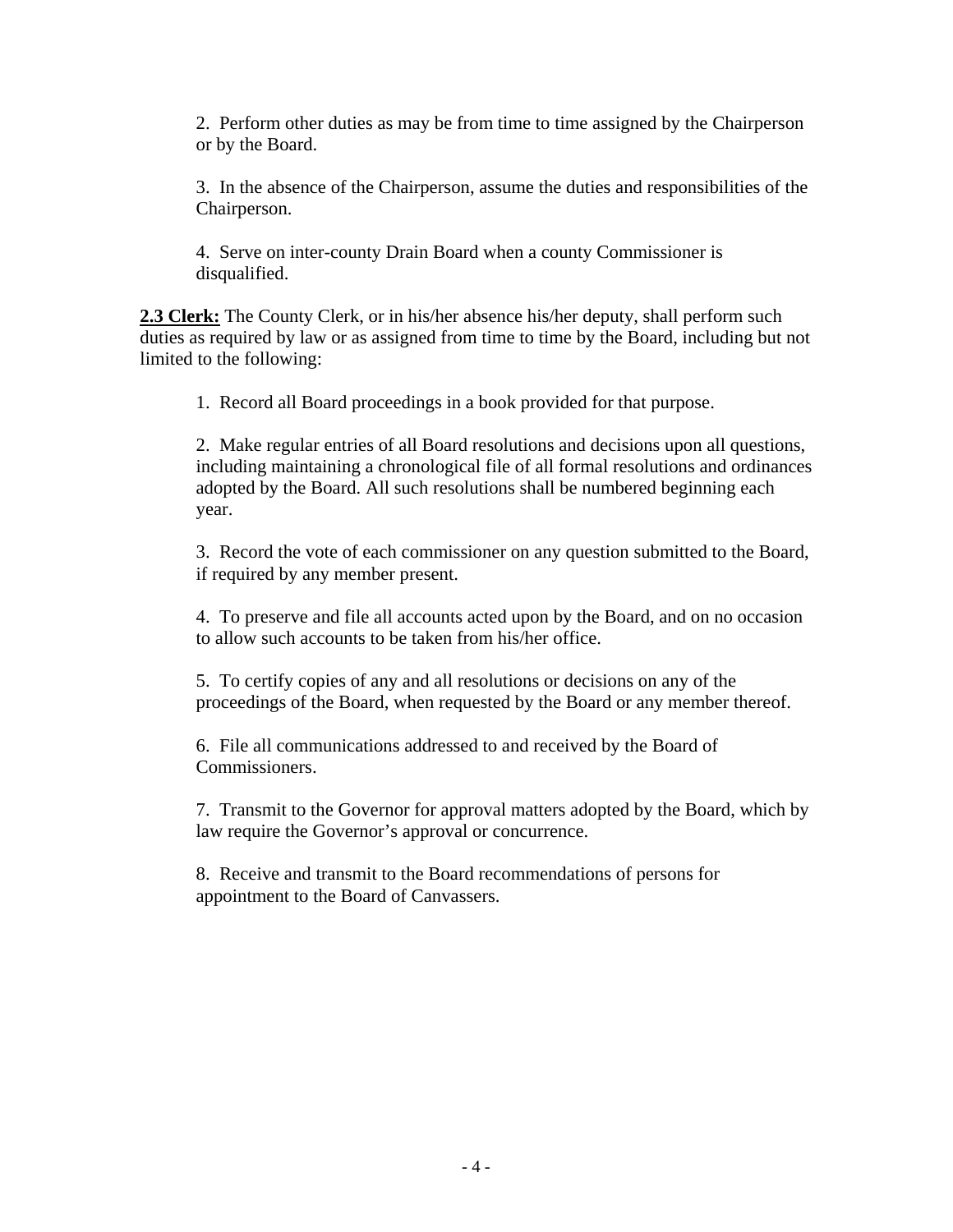2. Perform other duties as may be from time to time assigned by the Chairperson or by the Board.

3. In the absence of the Chairperson, assume the duties and responsibilities of the Chairperson.

4. Serve on inter-county Drain Board when a county Commissioner is disqualified.

**<u>2.3 Clerk:</u>** The County Clerk, or in his/her absence his/her deputy, shall perform such duties as required by law or as assigned from time to time by the Board, including but not limited to the following:

1. Record all Board proceedings in a book provided for that purpose.

2. Make regular entries of all Board resolutions and decisions upon all questions, including maintaining a chronological file of all formal resolutions and ordinances adopted by the Board. All such resolutions shall be numbered beginning each year.

3. Record the vote of each commissioner on any question submitted to the Board, if required by any member present.

4. To preserve and file all accounts acted upon by the Board, and on no occasion to allow such accounts to be taken from his/her office.

5. To certify copies of any and all resolutions or decisions on any of the proceedings of the Board, when requested by the Board or any member thereof.

6. File all communications addressed to and received by the Board of Commissioners.

7. Transmit to the Governor for approval matters adopted by the Board, which by law require the Governor's approval or concurrence.

8. Receive and transmit to the Board recommendations of persons for appointment to the Board of Canvassers.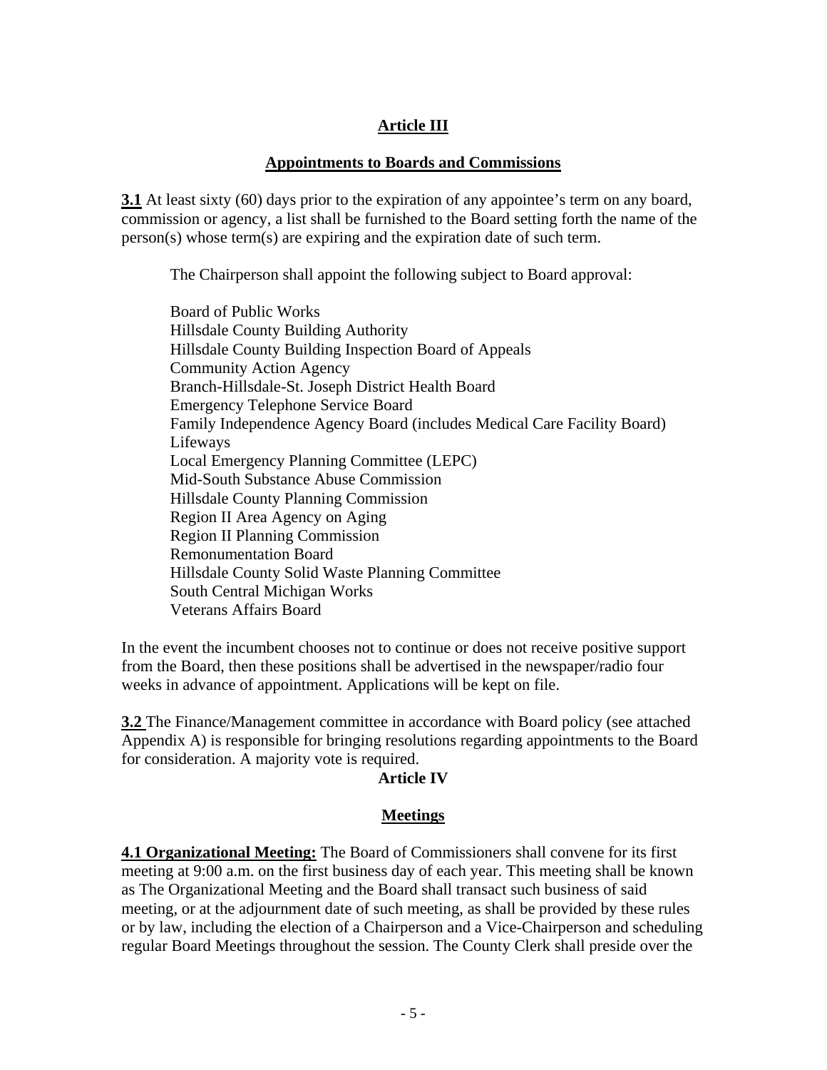## Article III

### Appointments to Boards and Commissions

**3.1** At least sixty (60) days prior to the expiration of any appointee's term on any board, commission or agency, a list shall be furnished to the Board setting forth the name of the person(s) whose term(s) are expiring and the expiration date of such term.

The Chairperson shall appoint the following subject to Board approval:

Board of Public Works
Hillsdale County Building Authority
Hillsdale County Building Inspection Board of Appeals
Community Action Agency
Branch-Hillsdale-St. Joseph District Health Board
Emergency Telephone Service Board
Family Independence Agency Board (includes Medical Care Facility Board)
Lifeways
Local Emergency Planning Committee (LEPC)
Mid-South Substance Abuse Commission
Hillsdale County Planning Commission
Region II Area Agency on Aging
Region II Planning Commission
Remonumentation Board
Hillsdale County Solid Waste Planning Committee
South Central Michigan Works
Veterans Affairs Board

In the event the incumbent chooses not to continue or does not receive positive support from the Board, then these positions shall be advertised in the newspaper/radio four weeks in advance of appointment. Applications will be kept on file.

**3.2** The Finance/Management committee in accordance with Board policy (see attached Appendix A) is responsible for bringing resolutions regarding appointments to the Board for consideration. A majority vote is required.

## Article IV

### Meetings

**4.1 Organizational Meeting:** The Board of Commissioners shall convene for its first meeting at 9:00 a.m. on the first business day of each year. This meeting shall be known as The Organizational Meeting and the Board shall transact such business of said meeting, or at the adjournment date of such meeting, as shall be provided by these rules or by law, including the election of a Chairperson and a Vice-Chairperson and scheduling regular Board Meetings throughout the session. The County Clerk shall preside over the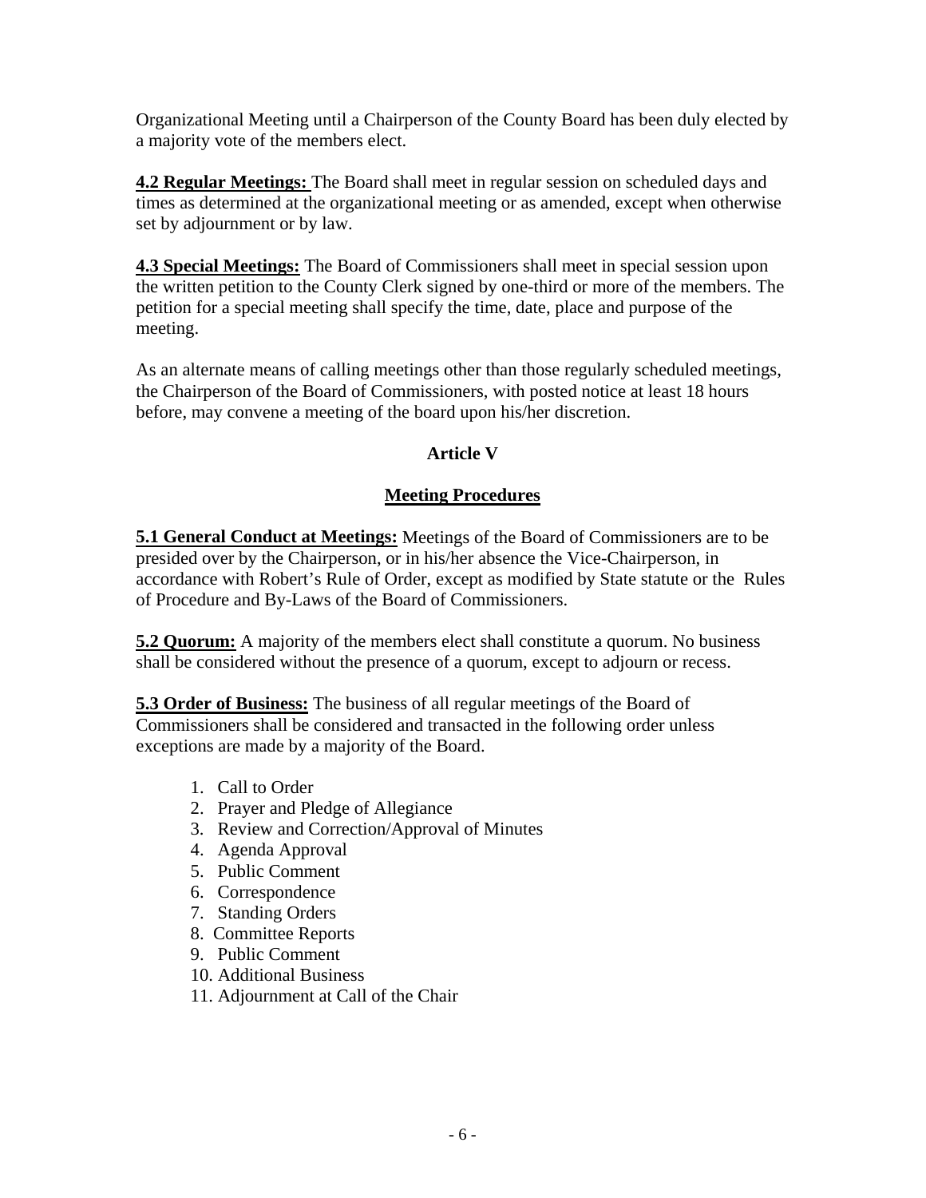Organizational Meeting until a Chairperson of the County Board has been duly elected by a majority vote of the members elect.

**4.2 Regular Meetings:** The Board shall meet in regular session on scheduled days and times as determined at the organizational meeting or as amended, except when otherwise set by adjournment or by law.

**4.3 Special Meetings:** The Board of Commissioners shall meet in special session upon the written petition to the County Clerk signed by one-third or more of the members. The petition for a special meeting shall specify the time, date, place and purpose of the meeting.

As an alternate means of calling meetings other than those regularly scheduled meetings, the Chairperson of the Board of Commissioners, with posted notice at least 18 hours before, may convene a meeting of the board upon his/her discretion.

## Article V

## Meeting Procedures

**5.1 General Conduct at Meetings:** Meetings of the Board of Commissioners are to be presided over by the Chairperson, or in his/her absence the Vice-Chairperson, in accordance with Robert's Rule of Order, except as modified by State statute or the Rules of Procedure and By-Laws of the Board of Commissioners.

**5.2 Quorum:** A majority of the members elect shall constitute a quorum. No business shall be considered without the presence of a quorum, except to adjourn or recess.

**5.3 Order of Business:** The business of all regular meetings of the Board of Commissioners shall be considered and transacted in the following order unless exceptions are made by a majority of the Board.

1. Call to Order
2. Prayer and Pledge of Allegiance
3. Review and Correction/Approval of Minutes
4. Agenda Approval
5. Public Comment
6. Correspondence
7. Standing Orders
8. Committee Reports
9. Public Comment
10. Additional Business
11. Adjournment at Call of the Chair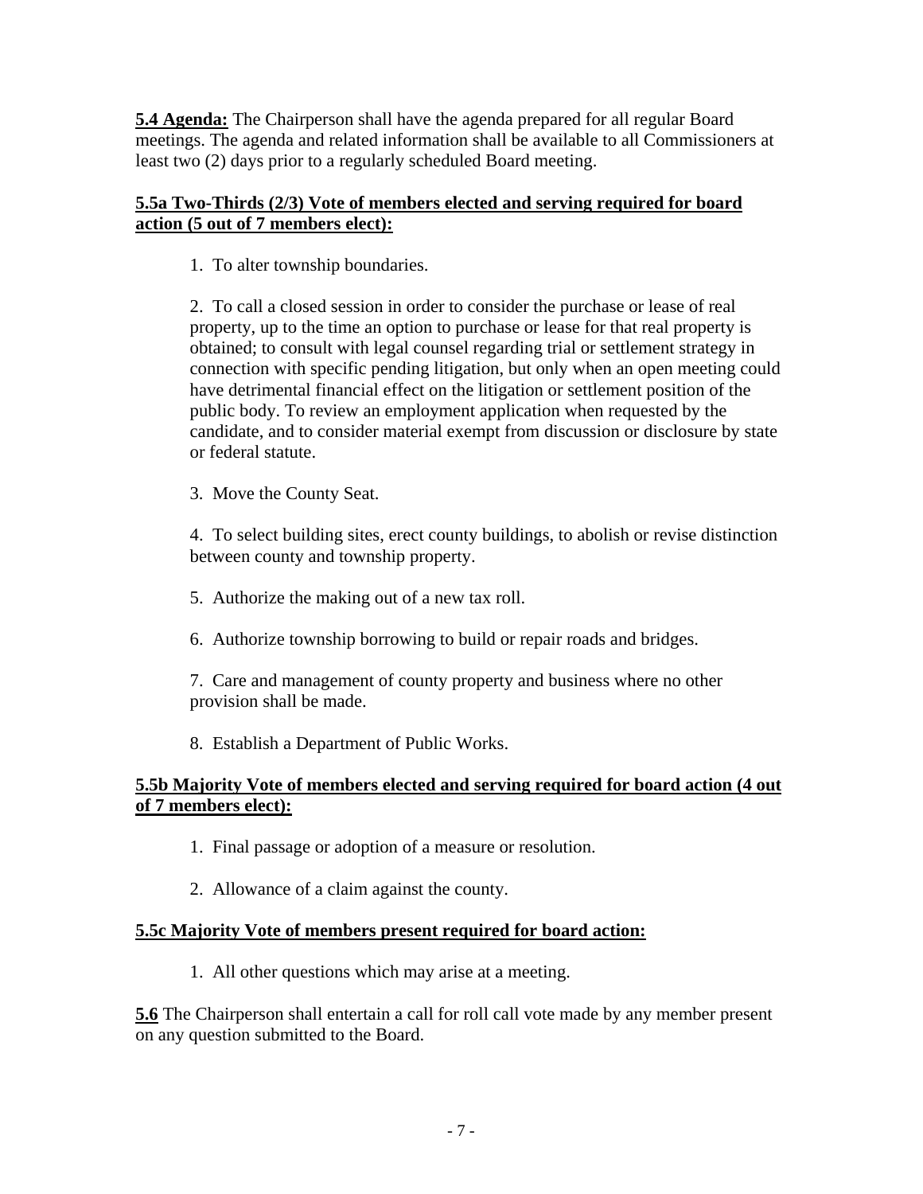**5.4 Agenda:** The Chairperson shall have the agenda prepared for all regular Board meetings. The agenda and related information shall be available to all Commissioners at least two (2) days prior to a regularly scheduled Board meeting.

**5.5a Two-Thirds (2/3) Vote of members elected and serving required for board action (5 out of 7 members elect):**

1. To alter township boundaries.

2. To call a closed session in order to consider the purchase or lease of real property, up to the time an option to purchase or lease for that real property is obtained; to consult with legal counsel regarding trial or settlement strategy in connection with specific pending litigation, but only when an open meeting could have detrimental financial effect on the litigation or settlement position of the public body. To review an employment application when requested by the candidate, and to consider material exempt from discussion or disclosure by state or federal statute.

3. Move the County Seat.

4. To select building sites, erect county buildings, to abolish or revise distinction between county and township property.

5. Authorize the making out of a new tax roll.

6. Authorize township borrowing to build or repair roads and bridges.

7. Care and management of county property and business where no other provision shall be made.

8. Establish a Department of Public Works.

**5.5b Majority Vote of members elected and serving required for board action (4 out of 7 members elect):**

1. Final passage or adoption of a measure or resolution.

2. Allowance of a claim against the county.

**5.5c Majority Vote of members present required for board action:**

1. All other questions which may arise at a meeting.

**5.6** The Chairperson shall entertain a call for roll call vote made by any member present on any question submitted to the Board.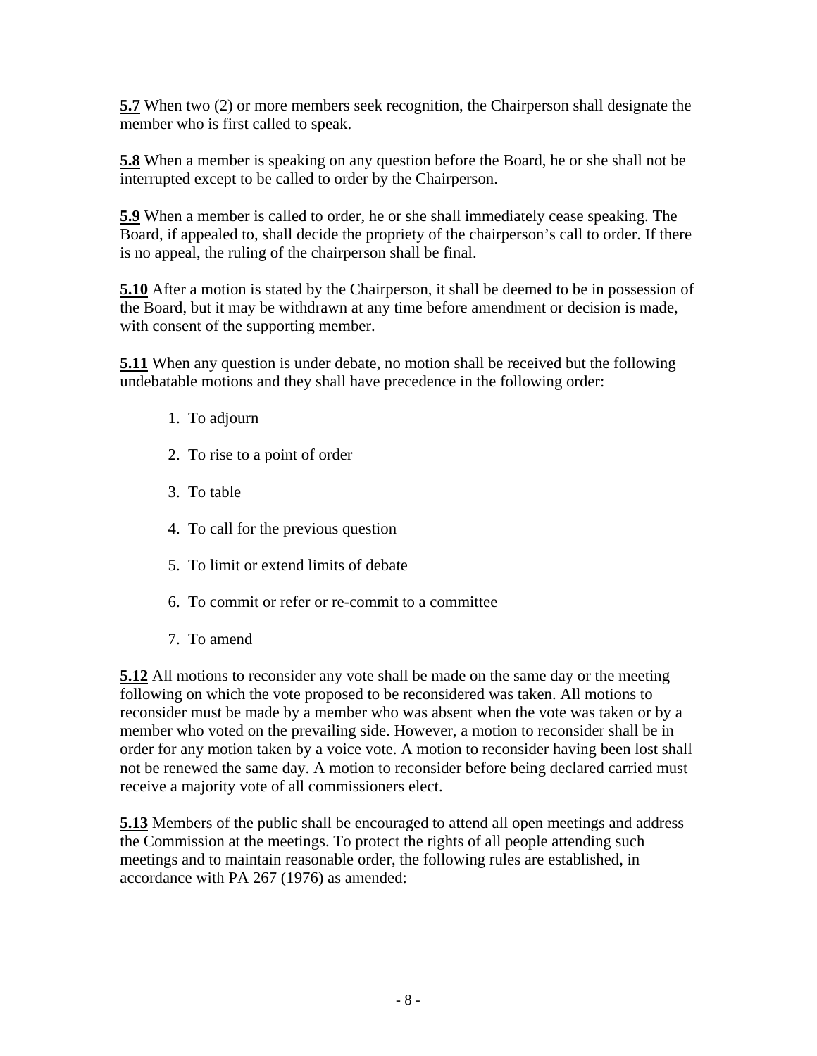**5.7** When two (2) or more members seek recognition, the Chairperson shall designate the member who is first called to speak.

**5.8** When a member is speaking on any question before the Board, he or she shall not be interrupted except to be called to order by the Chairperson.

**5.9** When a member is called to order, he or she shall immediately cease speaking. The Board, if appealed to, shall decide the propriety of the chairperson's call to order. If there is no appeal, the ruling of the chairperson shall be final.

**5.10** After a motion is stated by the Chairperson, it shall be deemed to be in possession of the Board, but it may be withdrawn at any time before amendment or decision is made, with consent of the supporting member.

**5.11** When any question is under debate, no motion shall be received but the following undebatable motions and they shall have precedence in the following order:

1. To adjourn
2. To rise to a point of order
3. To table
4. To call for the previous question
5. To limit or extend limits of debate
6. To commit or refer or re-commit to a committee
7. To amend

**5.12** All motions to reconsider any vote shall be made on the same day or the meeting following on which the vote proposed to be reconsidered was taken. All motions to reconsider must be made by a member who was absent when the vote was taken or by a member who voted on the prevailing side. However, a motion to reconsider shall be in order for any motion taken by a voice vote. A motion to reconsider having been lost shall not be renewed the same day. A motion to reconsider before being declared carried must receive a majority vote of all commissioners elect.

**5.13** Members of the public shall be encouraged to attend all open meetings and address the Commission at the meetings. To protect the rights of all people attending such meetings and to maintain reasonable order, the following rules are established, in accordance with PA 267 (1976) as amended: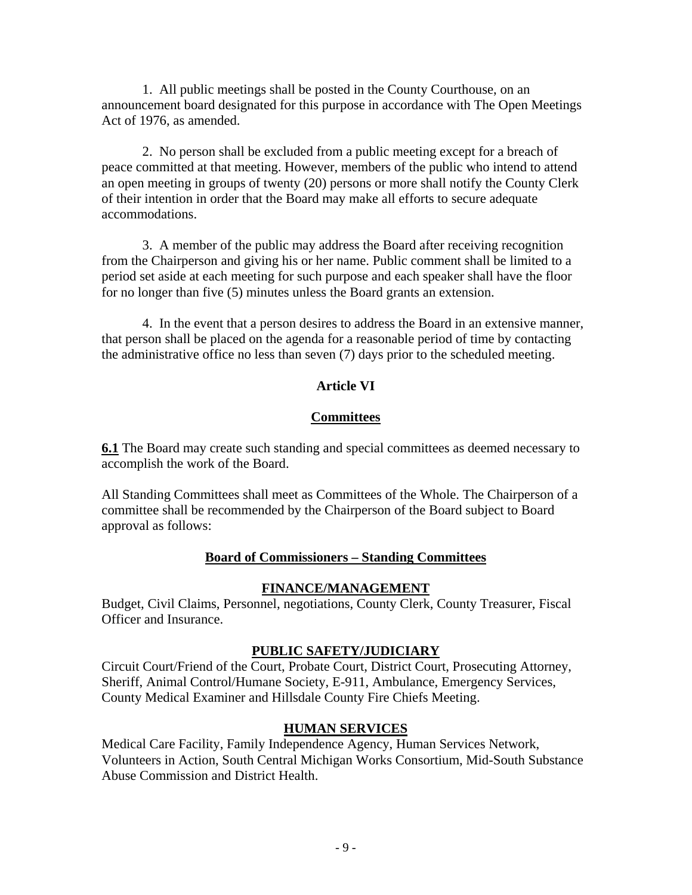1. All public meetings shall be posted in the County Courthouse, on an announcement board designated for this purpose in accordance with The Open Meetings Act of 1976, as amended.

2. No person shall be excluded from a public meeting except for a breach of peace committed at that meeting. However, members of the public who intend to attend an open meeting in groups of twenty (20) persons or more shall notify the County Clerk of their intention in order that the Board may make all efforts to secure adequate accommodations.

3. A member of the public may address the Board after receiving recognition from the Chairperson and giving his or her name. Public comment shall be limited to a period set aside at each meeting for such purpose and each speaker shall have the floor for no longer than five (5) minutes unless the Board grants an extension.

4. In the event that a person desires to address the Board in an extensive manner, that person shall be placed on the agenda for a reasonable period of time by contacting the administrative office no less than seven (7) days prior to the scheduled meeting.

## Article VI

## Committees

**6.1** The Board may create such standing and special committees as deemed necessary to accomplish the work of the Board.

All Standing Committees shall meet as Committees of the Whole. The Chairperson of a committee shall be recommended by the Chairperson of the Board subject to Board approval as follows:

### Board of Commissioners – Standing Committees

#### FINANCE/MANAGEMENT

Budget, Civil Claims, Personnel, negotiations, County Clerk, County Treasurer, Fiscal Officer and Insurance.

#### PUBLIC SAFETY/JUDICIARY

Circuit Court/Friend of the Court, Probate Court, District Court, Prosecuting Attorney, Sheriff, Animal Control/Humane Society, E-911, Ambulance, Emergency Services, County Medical Examiner and Hillsdale County Fire Chiefs Meeting.

#### HUMAN SERVICES

Medical Care Facility, Family Independence Agency, Human Services Network, Volunteers in Action, South Central Michigan Works Consortium, Mid-South Substance Abuse Commission and District Health.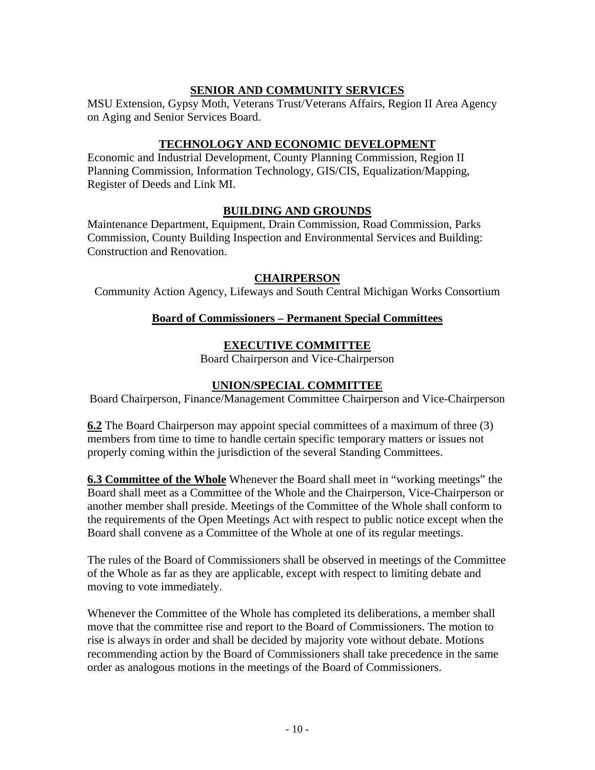**SENIOR AND COMMUNITY SERVICES**

MSU Extension, Gypsy Moth, Veterans Trust/Veterans Affairs, Region II Area Agency on Aging and Senior Services Board.

**TECHNOLOGY AND ECONOMIC DEVELOPMENT**

Economic and Industrial Development, County Planning Commission, Region II Planning Commission, Information Technology, GIS/CIS, Equalization/Mapping, Register of Deeds and Link MI.

**BUILDING AND GROUNDS**

Maintenance Department, Equipment, Drain Commission, Road Commission, Parks Commission, County Building Inspection and Environmental Services and Building: Construction and Renovation.

**CHAIRPERSON**

Community Action Agency, Lifeways and South Central Michigan Works Consortium

**Board of Commissioners – Permanent Special Committees**

**EXECUTIVE COMMITTEE**

Board Chairperson and Vice-Chairperson

**UNION/SPECIAL COMMITTEE**

Board Chairperson, Finance/Management Committee Chairperson and Vice-Chairperson

**6.2** The Board Chairperson may appoint special committees of a maximum of three (3) members from time to time to handle certain specific temporary matters or issues not properly coming within the jurisdiction of the several Standing Committees.

**6.3 Committee of the Whole** Whenever the Board shall meet in "working meetings" the Board shall meet as a Committee of the Whole and the Chairperson, Vice-Chairperson or another member shall preside. Meetings of the Committee of the Whole shall conform to the requirements of the Open Meetings Act with respect to public notice except when the Board shall convene as a Committee of the Whole at one of its regular meetings.

The rules of the Board of Commissioners shall be observed in meetings of the Committee of the Whole as far as they are applicable, except with respect to limiting debate and moving to vote immediately.

Whenever the Committee of the Whole has completed its deliberations, a member shall move that the committee rise and report to the Board of Commissioners. The motion to rise is always in order and shall be decided by majority vote without debate. Motions recommending action by the Board of Commissioners shall take precedence in the same order as analogous motions in the meetings of the Board of Commissioners.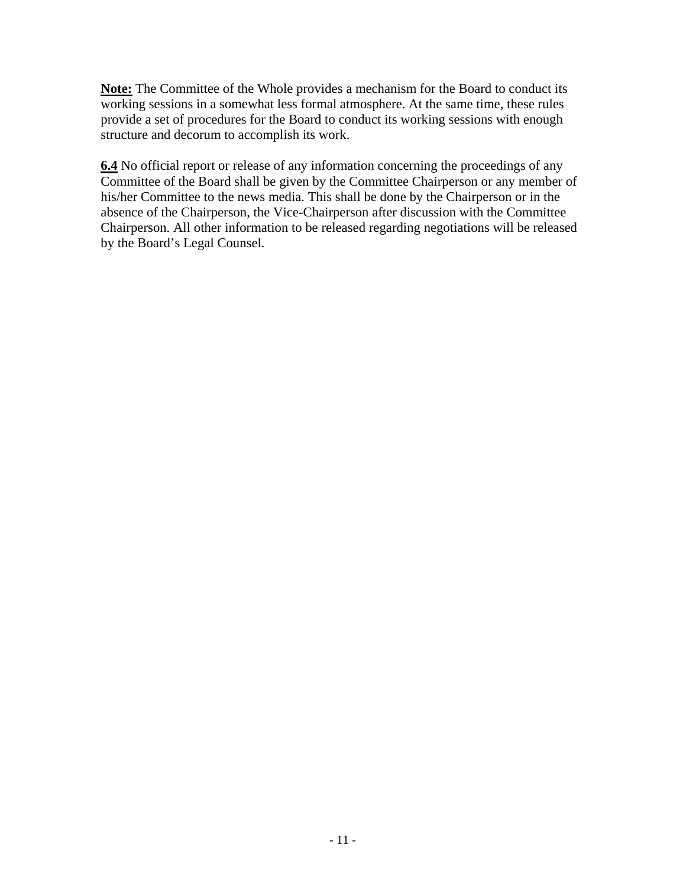**<u>Note:</u>** The Committee of the Whole provides a mechanism for the Board to conduct its working sessions in a somewhat less formal atmosphere. At the same time, these rules provide a set of procedures for the Board to conduct its working sessions with enough structure and decorum to accomplish its work.

**<u>6.4</u>** No official report or release of any information concerning the proceedings of any Committee of the Board shall be given by the Committee Chairperson or any member of his/her Committee to the news media. This shall be done by the Chairperson or in the absence of the Chairperson, the Vice-Chairperson after discussion with the Committee Chairperson. All other information to be released regarding negotiations will be released by the Board's Legal Counsel.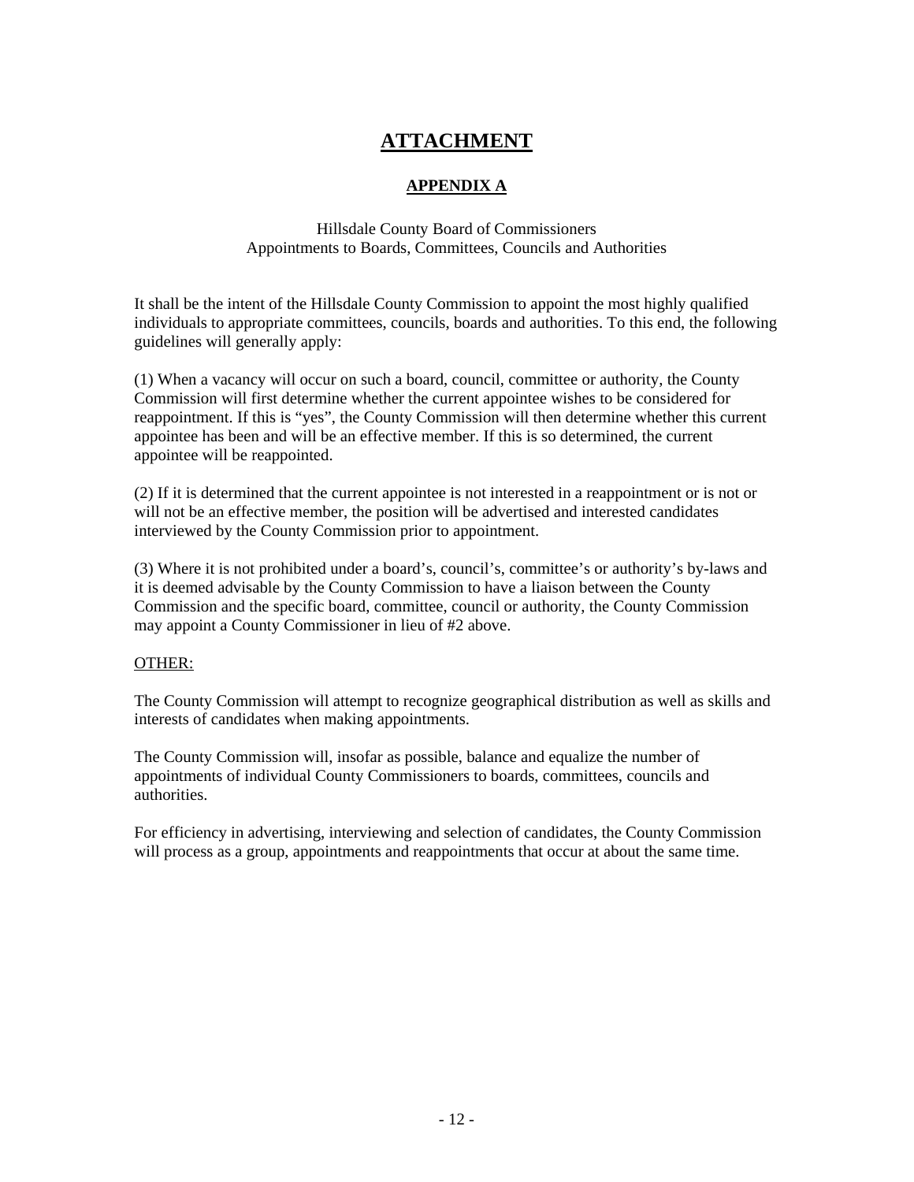# **ATTACHMENT**

## **APPENDIX A**

Hillsdale County Board of Commissioners
Appointments to Boards, Committees, Councils and Authorities

It shall be the intent of the Hillsdale County Commission to appoint the most highly qualified individuals to appropriate committees, councils, boards and authorities. To this end, the following guidelines will generally apply:

(1) When a vacancy will occur on such a board, council, committee or authority, the County Commission will first determine whether the current appointee wishes to be considered for reappointment. If this is "yes", the County Commission will then determine whether this current appointee has been and will be an effective member. If this is so determined, the current appointee will be reappointed.

(2) If it is determined that the current appointee is not interested in a reappointment or is not or will not be an effective member, the position will be advertised and interested candidates interviewed by the County Commission prior to appointment.

(3) Where it is not prohibited under a board's, council's, committee's or authority's by-laws and it is deemed advisable by the County Commission to have a liaison between the County Commission and the specific board, committee, council or authority, the County Commission may appoint a County Commissioner in lieu of #2 above.

OTHER:

The County Commission will attempt to recognize geographical distribution as well as skills and interests of candidates when making appointments.

The County Commission will, insofar as possible, balance and equalize the number of appointments of individual County Commissioners to boards, committees, councils and authorities.

For efficiency in advertising, interviewing and selection of candidates, the County Commission will process as a group, appointments and reappointments that occur at about the same time.